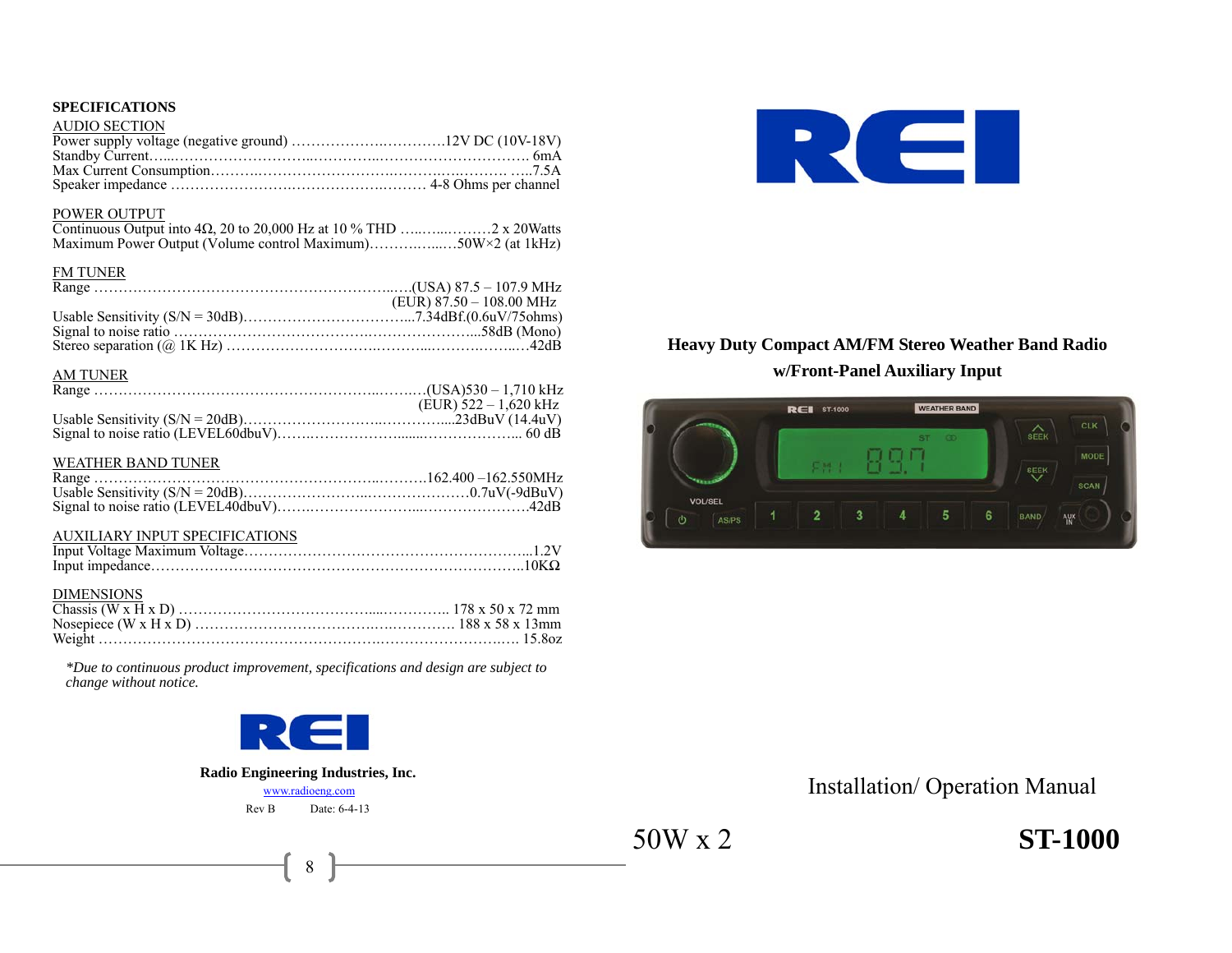## SPECIFICATIONS

### AUDIO SECTION

Power supply voltage (negative ground) ..............................12V DC (10V-18V)
Standby Current............................................................................ 6mA
Max Current Consumption........................................................... .....7.5A
Speaker impedance ................................................ 4-8 Ohms per channel

### POWER OUTPUT

Continuous Output into 4Ω, 20 to 20,000 Hz at 10 % THD ..................2 x 20Watts
Maximum Power Output (Volume control Maximum).....................50W×2 (at 1kHz)

### FM TUNER

Range ..............................................................(USA) 87.5 – 107.9 MHz
(EUR) 87.50 – 108.00 MHz
Usable Sensitivity (S/N = 30dB).................................7.34dBf.(0.6uV/75ohms)
Signal to noise ratio ...................................................................58dB (Mono)
Stereo separation (@ 1K Hz) ...............................................................42dB

### AM TUNER

Range ..............................................................(USA)530 – 1,710 kHz
(EUR) 522 – 1,620 kHz
Usable Sensitivity (S/N = 20dB)..........................................23dBuV (14.4uV)
Signal to noise ratio (LEVEL60dbuV)...................................................... 60 dB

### WEATHER BAND TUNER

Range ..............................................................162.400 –162.550MHz
Usable Sensitivity (S/N = 20dB)..........................................0.7uV(-9dBuV)
Signal to noise ratio (LEVEL40dbuV)..........................................................42dB

### AUXILIARY INPUT SPECIFICATIONS

Input Voltage Maximum Voltage..............................................................1.2V
Input impedance....................................................................................10KΩ

### DIMENSIONS

Chassis (W x H x D) ........................................................ 178 x 50 x 72 mm
Nosepiece (W x H x D) ...................................................... 188 x 58 x 13mm
Weight ................................................................................................. 15.8oz

*\*Due to continuous product improvement, specifications and design are subject to change without notice.*

REI

**Radio Engineering Industries, Inc.**

www.radioeng.com

Rev B Date: 6-4-13

REI

**Heavy Duty Compact AM/FM Stereo Weather Band Radio w/Front-Panel Auxiliary Input**

Installation/ Operation Manual

50W x 2

**ST-1000**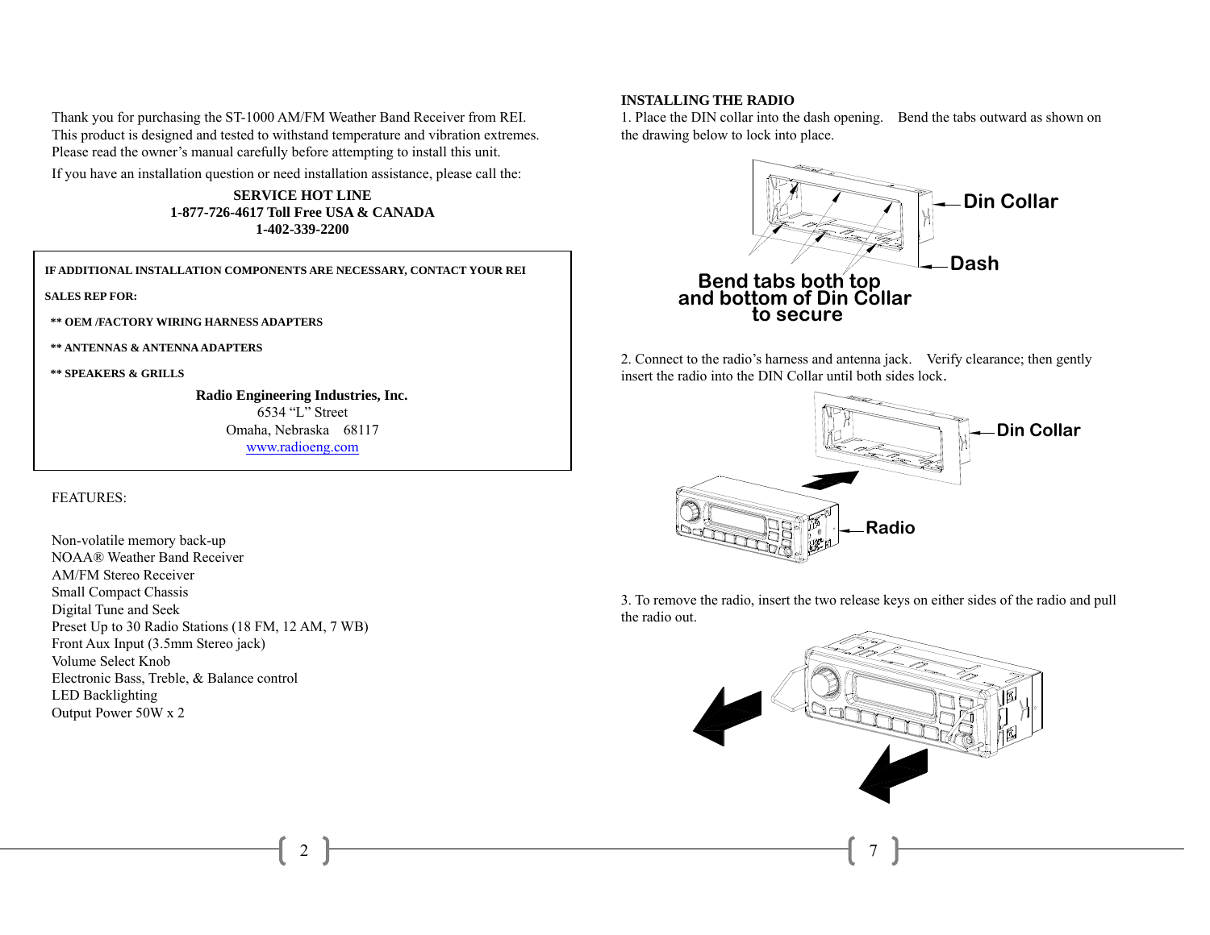Thank you for purchasing the ST-1000 AM/FM Weather Band Receiver from REI. This product is designed and tested to withstand temperature and vibration extremes. Please read the owner's manual carefully before attempting to install this unit.

If you have an installation question or need installation assistance, please call the:

**SERVICE HOT LINE**
**1-877-726-4617 Toll Free USA & CANADA**
**1-402-339-2200**

**IF ADDITIONAL INSTALLATION COMPONENTS ARE NECESSARY, CONTACT YOUR REI SALES REP FOR:**

- **** OEM /FACTORY WIRING HARNESS ADAPTERS**
- **** ANTENNAS & ANTENNA ADAPTERS**
- **** SPEAKERS & GRILLS**

**Radio Engineering Industries, Inc.**
6534 "L" Street
Omaha, Nebraska 68117
www.radioeng.com

FEATURES:

Non-volatile memory back-up
NOAA® Weather Band Receiver
AM/FM Stereo Receiver
Small Compact Chassis
Digital Tune and Seek
Preset Up to 30 Radio Stations (18 FM, 12 AM, 7 WB)
Front Aux Input (3.5mm Stereo jack)
Volume Select Knob
Electronic Bass, Treble, & Balance control
LED Backlighting
Output Power 50W x 2

## INSTALLING THE RADIO

1. Place the DIN collar into the dash opening. Bend the tabs outward as shown on the drawing below to lock into place.

Din Collar
Dash
Bend tabs both top and bottom of Din Collar to secure

2. Connect to the radio's harness and antenna jack. Verify clearance; then gently insert the radio into the DIN Collar until both sides lock.

Din Collar
Radio

3. To remove the radio, insert the two release keys on either sides of the radio and pull the radio out.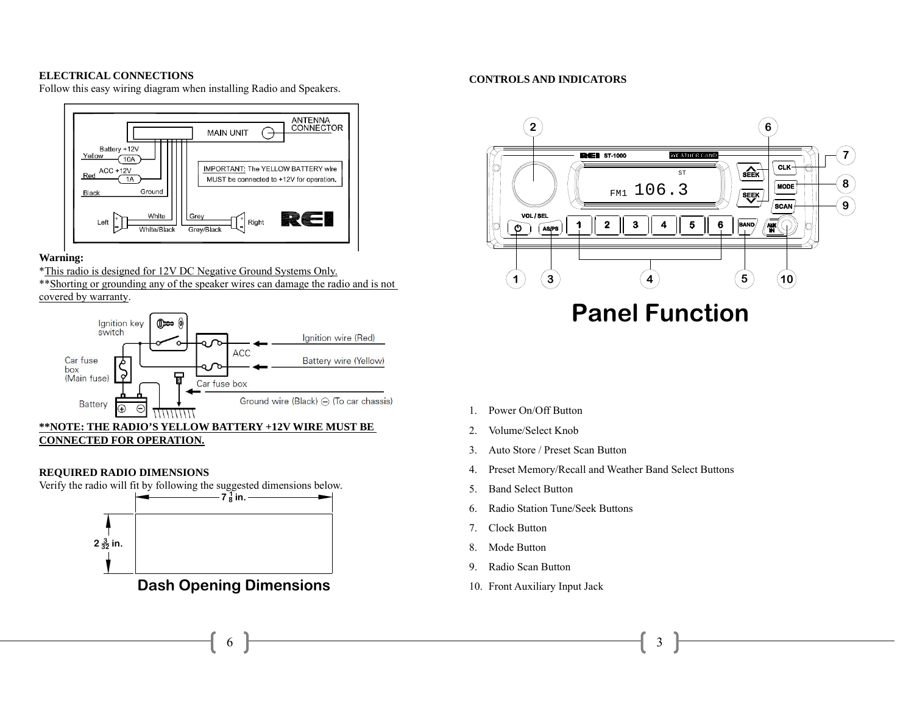**ELECTRICAL CONNECTIONS**

Follow this easy wiring diagram when installing Radio and Speakers.

**Warning:**

*This radio is designed for 12V DC Negative Ground Systems Only.

**Shorting or grounding any of the speaker wires can damage the radio and is not covered by warranty.

****NOTE: THE RADIO'S YELLOW BATTERY +12V WIRE MUST BE CONNECTED FOR OPERATION.**

**REQUIRED RADIO DIMENSIONS**

Verify the radio will fit by following the suggested dimensions below.

**Dash Opening Dimensions**

**CONTROLS AND INDICATORS**

**Panel Function**

1. Power On/Off Button
2. Volume/Select Knob
3. Auto Store / Preset Scan Button
4. Preset Memory/Recall and Weather Band Select Buttons
5. Band Select Button
6. Radio Station Tune/Seek Buttons
7. Clock Button
8. Mode Button
9. Radio Scan Button
10. Front Auxiliary Input Jack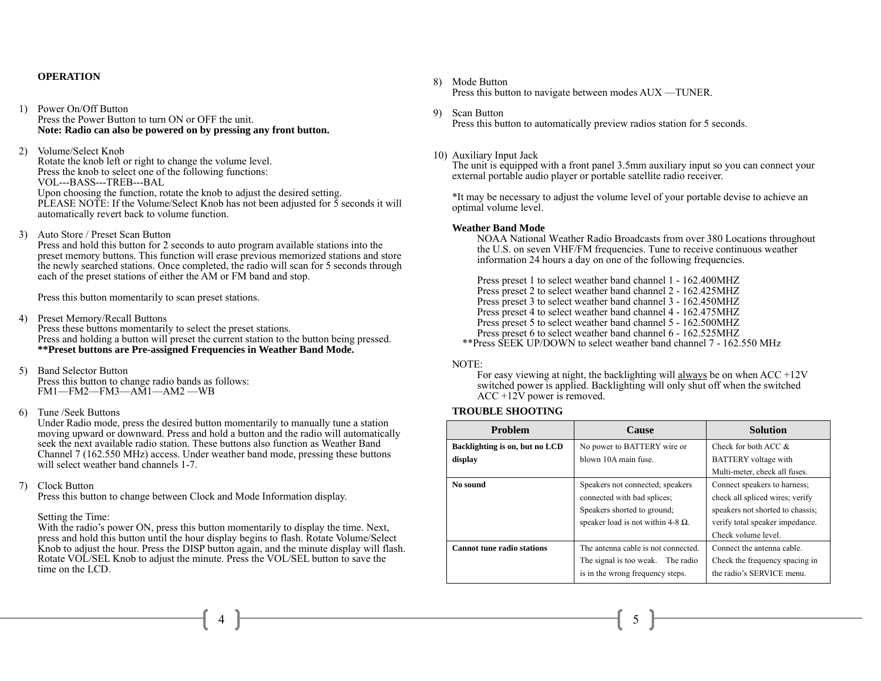**OPERATION**

1) Power On/Off Button
   Press the Power Button to turn ON or OFF the unit.
   **Note: Radio can also be powered on by pressing any front button.**

2) Volume/Select Knob
   Rotate the knob left or right to change the volume level.
   Press the knob to select one of the following functions:
   VOL---BASS---TREB---BAL
   Upon choosing the function, rotate the knob to adjust the desired setting.
   PLEASE NOTE: If the Volume/Select Knob has not been adjusted for 5 seconds it will automatically revert back to volume function.

3) Auto Store / Preset Scan Button
   Press and hold this button for 2 seconds to auto program available stations into the preset memory buttons. This function will erase previous memorized stations and store the newly searched stations. Once completed, the radio will scan for 5 seconds through each of the preset stations of either the AM or FM band and stop.

   Press this button momentarily to scan preset stations.

4) Preset Memory/Recall Buttons
   Press these buttons momentarily to select the preset stations.
   Press and holding a button will preset the current station to the button being pressed.
   **\*\*Preset buttons are Pre-assigned Frequencies in Weather Band Mode.**

5) Band Selector Button
   Press this button to change radio bands as follows:
   FM1—FM2—FM3—AM1—AM2 —WB

6) Tune /Seek Buttons
   Under Radio mode, press the desired button momentarily to manually tune a station moving upward or downward. Press and hold a button and the radio will automatically seek the next available radio station. These buttons also function as Weather Band Channel 7 (162.550 MHz) access. Under weather band mode, pressing these buttons will select weather band channels 1-7.

7) Clock Button
   Press this button to change between Clock and Mode Information display.

   Setting the Time:
   With the radio's power ON, press this button momentarily to display the time. Next, press and hold this button until the hour display begins to flash. Rotate Volume/Select Knob to adjust the hour. Press the DISP button again, and the minute display will flash. Rotate VOL/SEL Knob to adjust the minute. Press the VOL/SEL button to save the time on the LCD.

8) Mode Button
   Press this button to navigate between modes AUX —TUNER.

9) Scan Button
   Press this button to automatically preview radios station for 5 seconds.

10) Auxiliary Input Jack
    The unit is equipped with a front panel 3.5mm auxiliary input so you can connect your external portable audio player or portable satellite radio receiver.

    *It may be necessary to adjust the volume level of your portable devise to achieve an optimal volume level.

**Weather Band Mode**

NOAA National Weather Radio Broadcasts from over 380 Locations throughout the U.S. on seven VHF/FM frequencies. Tune to receive continuous weather information 24 hours a day on one of the following frequencies.

Press preset 1 to select weather band channel 1 - 162.400MHZ
Press preset 2 to select weather band channel 2 - 162.425MHZ
Press preset 3 to select weather band channel 3 - 162.450MHZ
Press preset 4 to select weather band channel 4 - 162.475MHZ
Press preset 5 to select weather band channel 5 - 162.500MHZ
Press preset 6 to select weather band channel 6 - 162.525MHZ
**Press SEEK UP/DOWN to select weather band channel 7 - 162.550 MHz

NOTE:
For easy viewing at night, the backlighting will <u>always</u> be on when ACC +12V switched power is applied. Backlighting will only shut off when the switched ACC +12V power is removed.

**TROUBLE SHOOTING**

| Problem | Cause | Solution |
|---|---|---|
| **Backlighting is on, but no LCD display** | No power to BATTERY wire or blown 10A main fuse. | Check for both ACC & BATTERY voltage with Multi-meter, check all fuses. |
| **No sound** | Speakers not connected; speakers connected with bad splices; Speakers shorted to ground; speaker load is not within 4-8 Ω. | Connect speakers to harness; check all spliced wires; verify speakers not shorted to chassis; verify total speaker impedance. Check volume level. |
| **Cannot tune radio stations** | The antenna cable is not connected. The signal is too weak. The radio is in the wrong frequency steps. | Connect the antenna cable. Check the frequency spacing in the radio's SERVICE menu. |